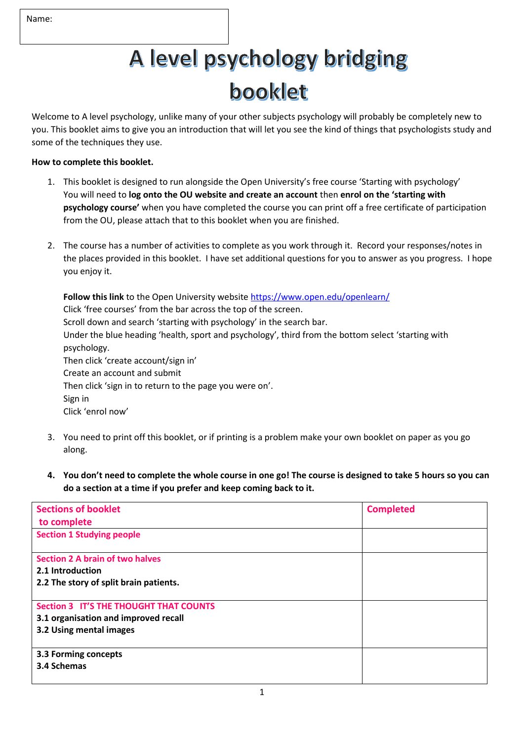| Name: |
| --- |

# A level psychology bridging booklet

Welcome to A level psychology, unlike many of your other subjects psychology will probably be completely new to you. This booklet aims to give you an introduction that will let you see the kind of things that psychologists study and some of the techniques they use.

**How to complete this booklet.**

1. This booklet is designed to run alongside the Open University's free course 'Starting with psychology' You will need to **log onto the OU website and create an account** then **enrol on the 'starting with psychology course'** when you have completed the course you can print off a free certificate of participation from the OU, please attach that to this booklet when you are finished.

2. The course has a number of activities to complete as you work through it. Record your responses/notes in the places provided in this booklet. I have set additional questions for you to answer as you progress. I hope you enjoy it.

   **Follow this link** to the Open University website https://www.open.edu/openlearn/
   Click 'free courses' from the bar across the top of the screen.
   Scroll down and search 'starting with psychology' in the search bar.
   Under the blue heading 'health, sport and psychology', third from the bottom select 'starting with psychology.
   Then click 'create account/sign in'
   Create an account and submit
   Then click 'sign in to return to the page you were on'.
   Sign in
   Click 'enrol now'

3. You need to print off this booklet, or if printing is a problem make your own booklet on paper as you go along.

4. **You don't need to complete the whole course in one go! The course is designed to take 5 hours so you can do a section at a time if you prefer and keep coming back to it.**

| Sections of booklet to complete | Completed |
| --- | --- |
| Section 1 Studying people | |
| Section 2 A brain of two halves<br>**2.1 Introduction**<br>**2.2 The story of split brain patients.** | |
| Section 3 IT'S THE THOUGHT THAT COUNTS<br>**3.1 organisation and improved recall**<br>**3.2 Using mental images** | |
| **3.3 Forming concepts**<br>**3.4 Schemas** | |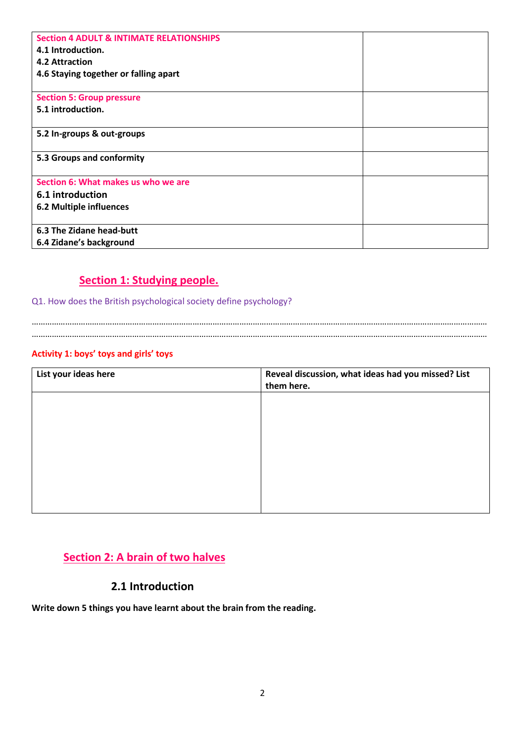| Section 4 ADULT & INTIMATE RELATIONSHIPS<br>**4.1 Introduction.**<br>**4.2 Attraction**<br>**4.6 Staying together or falling apart** | |
|---|---|
| Section 5: Group pressure<br>**5.1 introduction.** | |
| **5.2 In-groups & out-groups** | |
| **5.3 Groups and conformity** | |
| Section 6: What makes us who we are<br>**6.1 introduction**<br>**6.2 Multiple influences** | |
| **6.3 The Zidane head-butt**<br>**6.4 Zidane's background** | |

## Section 1: Studying people.

Q1. How does the British psychological society define psychology?

……………………………………………………………………………………………………………………………………………………………………………………

……………………………………………………………………………………………………………………………………………………………………………………

**Activity 1: boys' toys and girls' toys**

| List your ideas here | Reveal discussion, what ideas had you missed? List them here. |
|---|---|
| | |

## Section 2: A brain of two halves

### 2.1 Introduction

**Write down 5 things you have learnt about the brain from the reading.**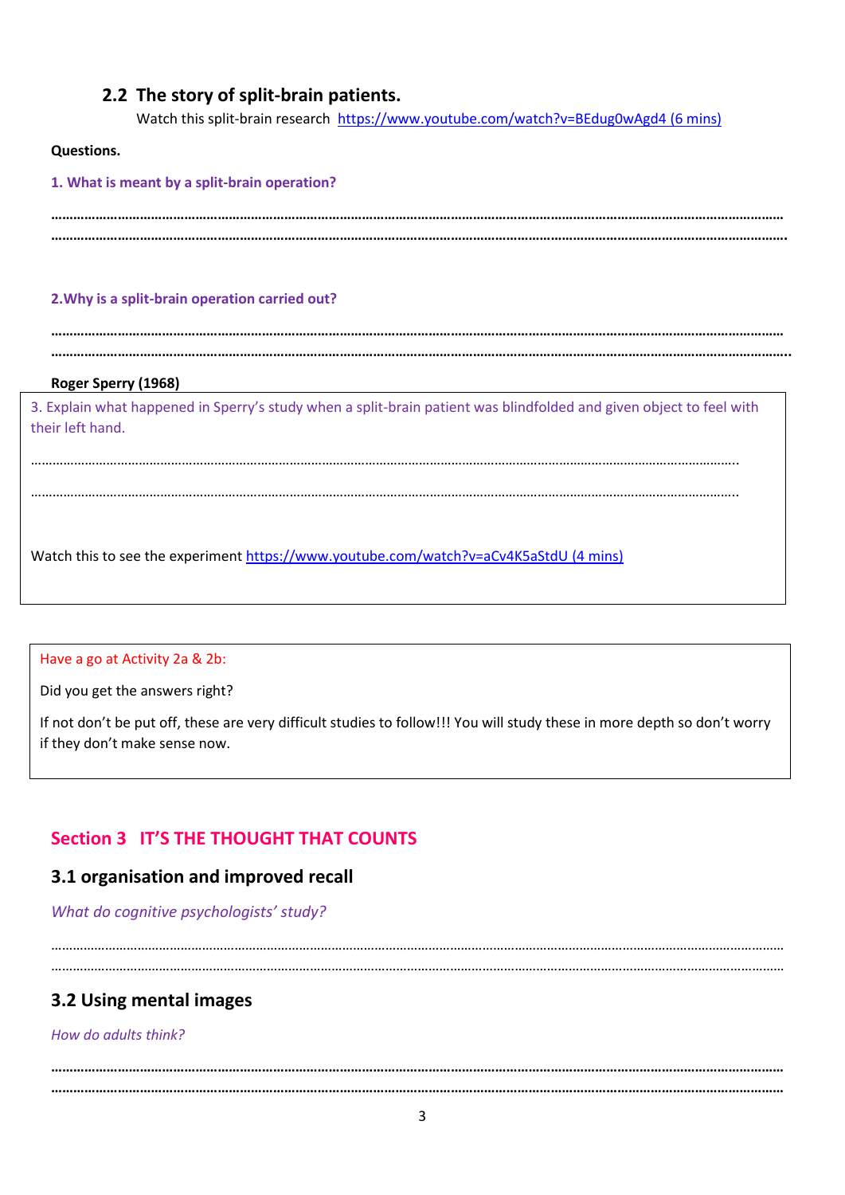## 2.2 The story of split-brain patients.

Watch this split-brain research [https://www.youtube.com/watch?v=BEdug0wAgd4 (6 mins)](https://www.youtube.com/watch?v=BEdug0wAgd4)

**Questions.**

**1. What is meant by a split-brain operation?**

…………………………………………………………………………………………………………………………………………………………………

…………………………………………………………………………………………………………………………………………………………………

**2.Why is a split-brain operation carried out?**

…………………………………………………………………………………………………………………………………………………………………

…………………………………………………………………………………………………………………………………………………………………

**Roger Sperry (1968)**

3. Explain what happened in Sperry's study when a split-brain patient was blindfolded and given object to feel with their left hand.

…………………………………………………………………………………………………………………………………………………………………

…………………………………………………………………………………………………………………………………………………………………

Watch this to see the experiment [https://www.youtube.com/watch?v=aCv4K5aStdU (4 mins)](https://www.youtube.com/watch?v=aCv4K5aStdU)

Have a go at Activity 2a & 2b:

Did you get the answers right?

If not don't be put off, these are very difficult studies to follow!!! You will study these in more depth so don't worry if they don't make sense now.

## Section 3 IT'S THE THOUGHT THAT COUNTS

### 3.1 organisation and improved recall

*What do cognitive psychologists' study?*

…………………………………………………………………………………………………………………………………………………………………

…………………………………………………………………………………………………………………………………………………………………

### 3.2 Using mental images

*How do adults think?*

…………………………………………………………………………………………………………………………………………………………………

…………………………………………………………………………………………………………………………………………………………………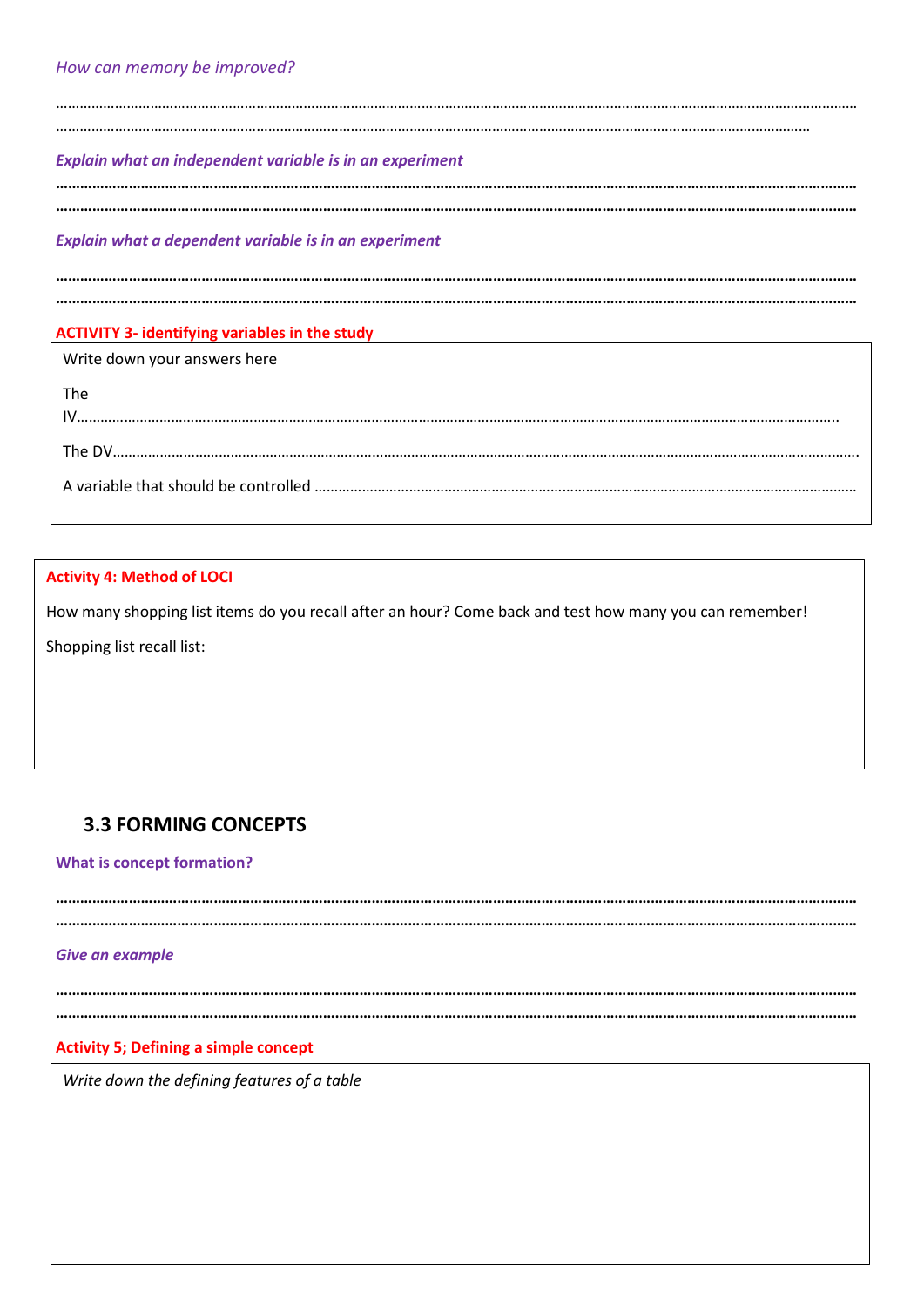*How can memory be improved?*

……………………………………………………………………………………………………………………………………………………………………………………
……………………………………………………………………………………………………………………………………………………………………………

***Explain what an independent variable is in an experiment***

……………………………………………………………………………………………………………………………………………………………………………………
……………………………………………………………………………………………………………………………………………………………………………………

***Explain what a dependent variable is in an experiment***

……………………………………………………………………………………………………………………………………………………………………………………
……………………………………………………………………………………………………………………………………………………………………………………

**ACTIVITY 3- identifying variables in the study**

Write down your answers here

The IV……………………………………………………………………………………………………………………………………………………………………

The DV……………………………………………………………………………………………………………………………………………………………………

A variable that should be controlled ……………………………………………………………………………………………………………

**Activity 4: Method of LOCI**

How many shopping list items do you recall after an hour? Come back and test how many you can remember!

Shopping list recall list:

## 3.3 FORMING CONCEPTS

**What is concept formation?**

……………………………………………………………………………………………………………………………………………………………………………………
……………………………………………………………………………………………………………………………………………………………………………………

***Give an example***

……………………………………………………………………………………………………………………………………………………………………………………
……………………………………………………………………………………………………………………………………………………………………………………

**Activity 5; Defining a simple concept**

*Write down the defining features of a table*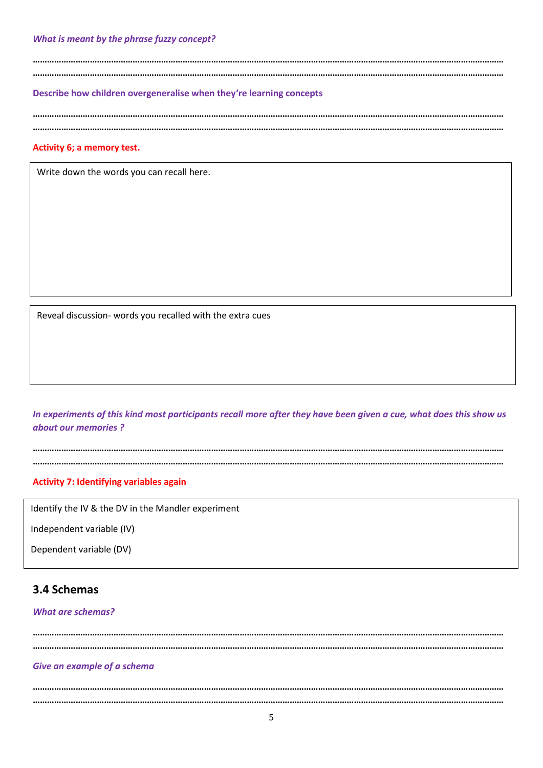***What is meant by the phrase fuzzy concept?***

……………………………………………………………………………………………………………………………………………………………………

……………………………………………………………………………………………………………………………………………………………………

**Describe how children overgeneralise when they're learning concepts**

……………………………………………………………………………………………………………………………………………………………………

……………………………………………………………………………………………………………………………………………………………………

**Activity 6; a memory test.**

| Write down the words you can recall here. |
|---|
| |

| Reveal discussion- words you recalled with the extra cues |
|---|
| |

***In experiments of this kind most participants recall more after they have been given a cue, what does this show us about our memories ?***

……………………………………………………………………………………………………………………………………………………………………

……………………………………………………………………………………………………………………………………………………………………

**Activity 7: Identifying variables again**

| Identify the IV & the DV in the Mandler experiment |
|---|
| Independent variable (IV) |
| Dependent variable (DV) |

## 3.4 Schemas

***What are schemas?***

……………………………………………………………………………………………………………………………………………………………………

……………………………………………………………………………………………………………………………………………………………………

***Give an example of a schema***

……………………………………………………………………………………………………………………………………………………………………

……………………………………………………………………………………………………………………………………………………………………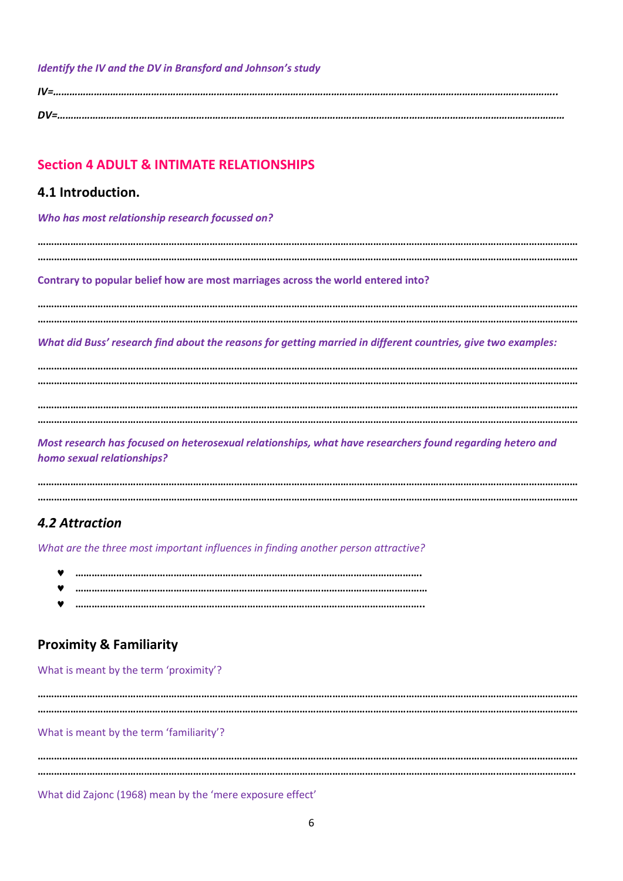*Identify the IV and the DV in Bransford and Johnson's study*

*IV=……………………………………………………………………………………………………………………………………………………….*

*DV=……………………………………………………………………………………………………………………………………………………….*

## Section 4 ADULT & INTIMATE RELATIONSHIPS

### 4.1 Introduction.

*Who has most relationship research focussed on?*

………………………………………………………………………………………………………………………………………………………………

………………………………………………………………………………………………………………………………………………………………

**Contrary to popular belief how are most marriages across the world entered into?**

………………………………………………………………………………………………………………………………………………………………

………………………………………………………………………………………………………………………………………………………………

*What did Buss' research find about the reasons for getting married in different countries, give two examples:*

………………………………………………………………………………………………………………………………………………………………

………………………………………………………………………………………………………………………………………………………………

………………………………………………………………………………………………………………………………………………………………

………………………………………………………………………………………………………………………………………………………………

***Most research has focused on heterosexual relationships, what have researchers found regarding hetero and homo sexual relationships?***

………………………………………………………………………………………………………………………………………………………………

………………………………………………………………………………………………………………………………………………………………

### *4.2 Attraction*

*What are the three most important influences in finding another person attractive?*

- ♥ ……………………………………………………………………………………………………………….
- ♥ ……………………………………………………………………………………………………………….
- ♥ ……………………………………………………………………………………………………………….

### Proximity & Familiarity

What is meant by the term 'proximity'?

………………………………………………………………………………………………………………………………………………………………

………………………………………………………………………………………………………………………………………………………………

What is meant by the term 'familiarity'?

………………………………………………………………………………………………………………………………………………………………

………………………………………………………………………………………………………………………………………………………………

What did Zajonc (1968) mean by the 'mere exposure effect'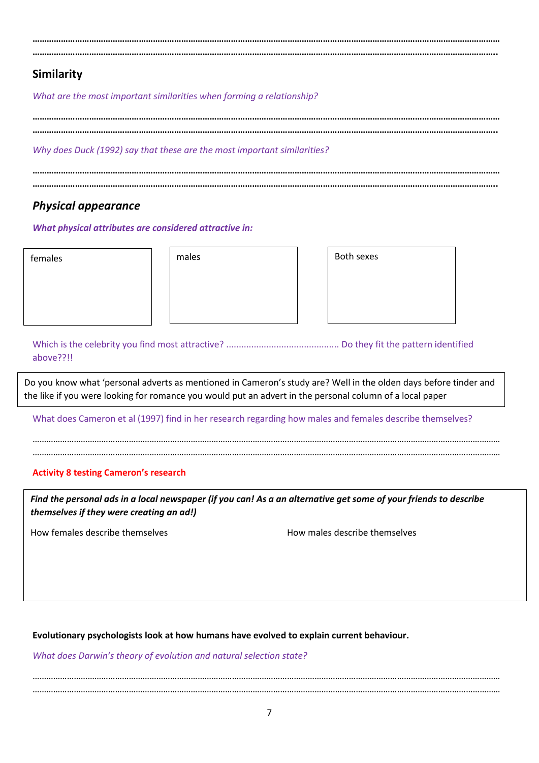…………………………………………………………………………………………………………………………………………………………………

…………………………………………………………………………………………………………………………………………………………………

## Similarity

*What are the most important similarities when forming a relationship?*

…………………………………………………………………………………………………………………………………………………………………

…………………………………………………………………………………………………………………………………………………………………

*Why does Duck (1992) say that these are the most important similarities?*

…………………………………………………………………………………………………………………………………………………………………

…………………………………………………………………………………………………………………………………………………………………

## *Physical appearance*

***What physical attributes are considered attractive in:***

| females | males | Both sexes |
|---|---|---|
| | | |

Which is the celebrity you find most attractive? ……………………………………… Do they fit the pattern identified above??!!

> Do you know what 'personal adverts as mentioned in Cameron's study are? Well in the olden days before tinder and the like if you were looking for romance you would put an advert in the personal column of a local paper

What does Cameron et al (1997) find in her research regarding how males and females describe themselves?

…………………………………………………………………………………………………………………………………………………………………

…………………………………………………………………………………………………………………………………………………………………

**Activity 8 testing Cameron's research**

***Find the personal ads in a local newspaper (if you can! As a an alternative get some of your friends to describe themselves if they were creating an ad!)***

| How females describe themselves | How males describe themselves |
|---|---|
| | |

**Evolutionary psychologists look at how humans have evolved to explain current behaviour.**

*What does Darwin's theory of evolution and natural selection state?*

…………………………………………………………………………………………………………………………………………………………………

…………………………………………………………………………………………………………………………………………………………………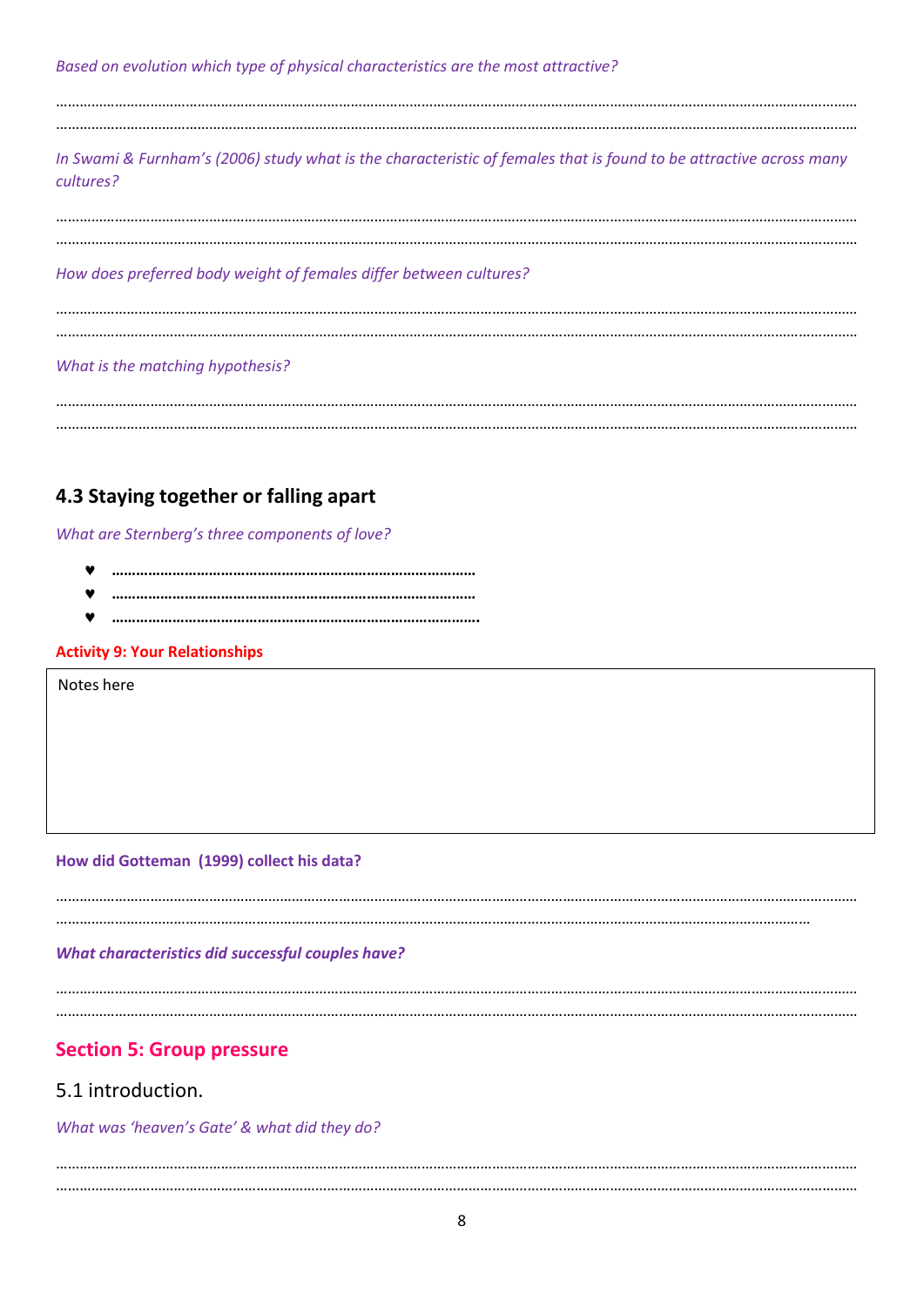*Based on evolution which type of physical characteristics are the most attractive?*

........................................................................................................................................................................................................

........................................................................................................................................................................................................

*In Swami & Furnham's (2006) study what is the characteristic of females that is found to be attractive across many cultures?*

........................................................................................................................................................................................................

........................................................................................................................................................................................................

*How does preferred body weight of females differ between cultures?*

........................................................................................................................................................................................................

........................................................................................................................................................................................................

*What is the matching hypothesis?*

........................................................................................................................................................................................................

........................................................................................................................................................................................................

## 4.3 Staying together or falling apart

*What are Sternberg's three components of love?*

- ........................................................................................
- ........................................................................................
- ........................................................................................

**Activity 9: Your Relationships**

Notes here

**How did Gotteman (1999) collect his data?**

........................................................................................................................................................................................................

........................................................................................................................................................................................................

***What characteristics did successful couples have?***

........................................................................................................................................................................................................

........................................................................................................................................................................................................

## Section 5: Group pressure

### 5.1 introduction.

*What was 'heaven's Gate' & what did they do?*

........................................................................................................................................................................................................

........................................................................................................................................................................................................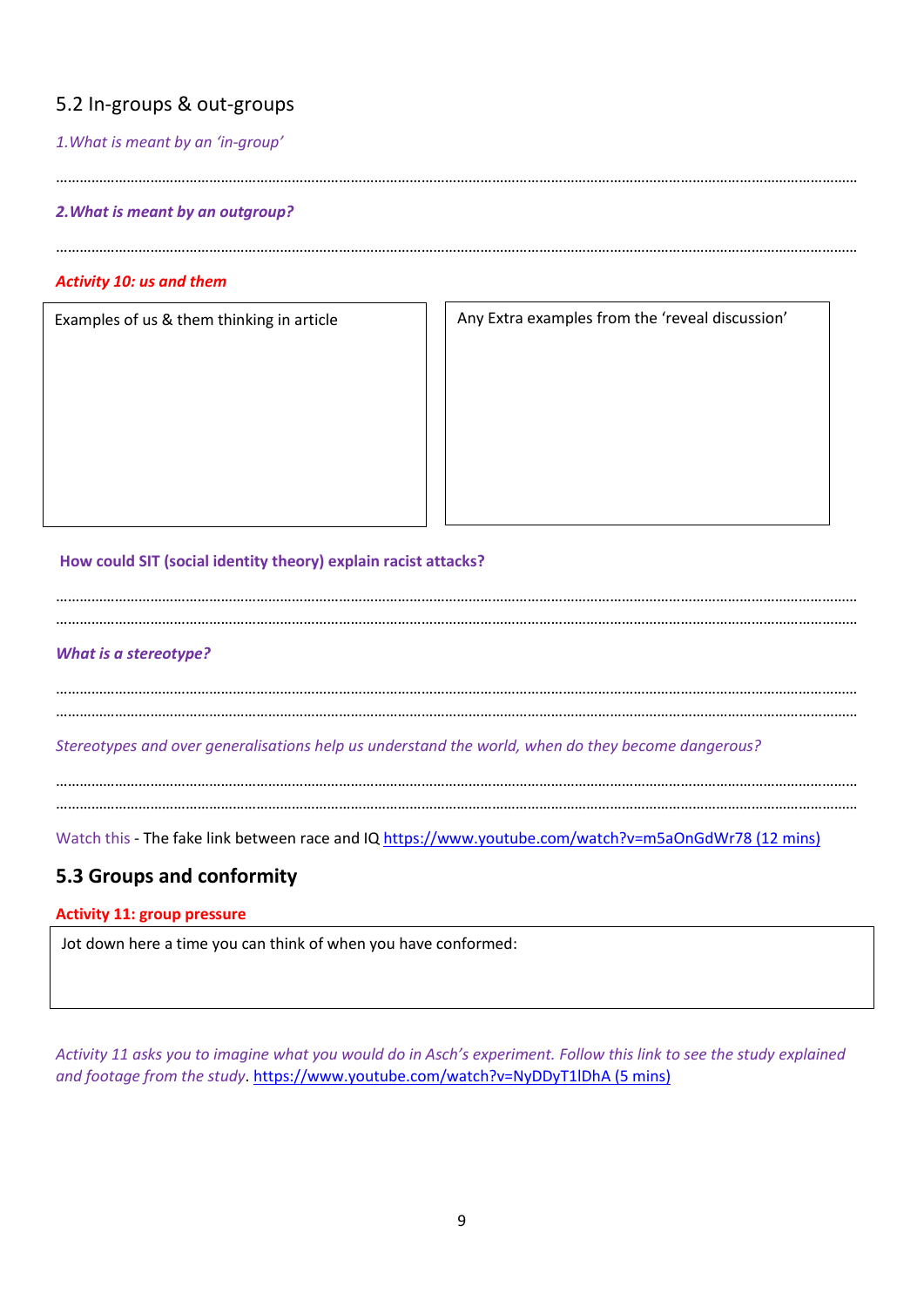## 5.2 In-groups & out-groups

*1.What is meant by an 'in-group'*

…………………………………………………………………………………………………………………………………………………………………

***2.What is meant by an outgroup?***

…………………………………………………………………………………………………………………………………………………………………

***Activity 10: us and them***

| Examples of us & them thinking in article | Any Extra examples from the 'reveal discussion' |
| --- | --- |
| | |

**How could SIT (social identity theory) explain racist attacks?**

…………………………………………………………………………………………………………………………………………………………………
…………………………………………………………………………………………………………………………………………………………………

***What is a stereotype?***

…………………………………………………………………………………………………………………………………………………………………
…………………………………………………………………………………………………………………………………………………………………

*Stereotypes and over generalisations help us understand the world, when do they become dangerous?*

…………………………………………………………………………………………………………………………………………………………………
…………………………………………………………………………………………………………………………………………………………………

Watch this - The fake link between race and IQ https://www.youtube.com/watch?v=m5aOnGdWr78 (12 mins)

## 5.3 Groups and conformity

**Activity 11: group pressure**

| Jot down here a time you can think of when you have conformed: |
| --- |
| |

*Activity 11 asks you to imagine what you would do in Asch's experiment. Follow this link to see the study explained and footage from the study*. https://www.youtube.com/watch?v=NyDDyT1lDhA (5 mins)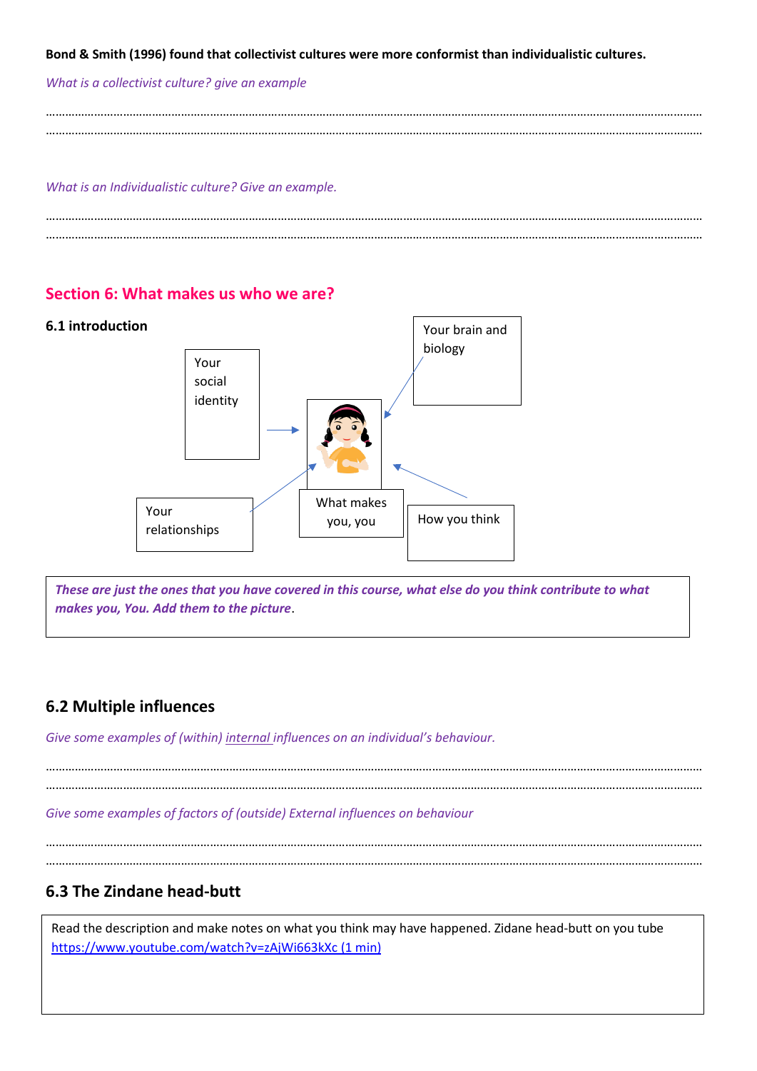**Bond & Smith (1996) found that collectivist cultures were more conformist than individualistic cultures.**

*What is a collectivist culture? give an example*

…………………………………………………………………………………………………………………………………………

…………………………………………………………………………………………………………………………………………

*What is an Individualistic culture? Give an example.*

…………………………………………………………………………………………………………………………………………

…………………………………………………………………………………………………………………………………………

## Section 6: What makes us who we are?

### 6.1 introduction

Your social identity

Your brain and biology

Your relationships

What makes you, you

How you think

***These are just the ones that you have covered in this course, what else do you think contribute to what makes you, You. Add them to the picture***.

### 6.2 Multiple influences

*Give some examples of (within) internal influences on an individual's behaviour.*

…………………………………………………………………………………………………………………………………………

…………………………………………………………………………………………………………………………………………

*Give some examples of factors of (outside) External influences on behaviour*

…………………………………………………………………………………………………………………………………………

…………………………………………………………………………………………………………………………………………

### 6.3 The Zindane head-butt

Read the description and make notes on what you think may have happened. Zidane head-butt on you tube [https://www.youtube.com/watch?v=zAjWi663kXc (1 min)](https://www.youtube.com/watch?v=zAjWi663kXc)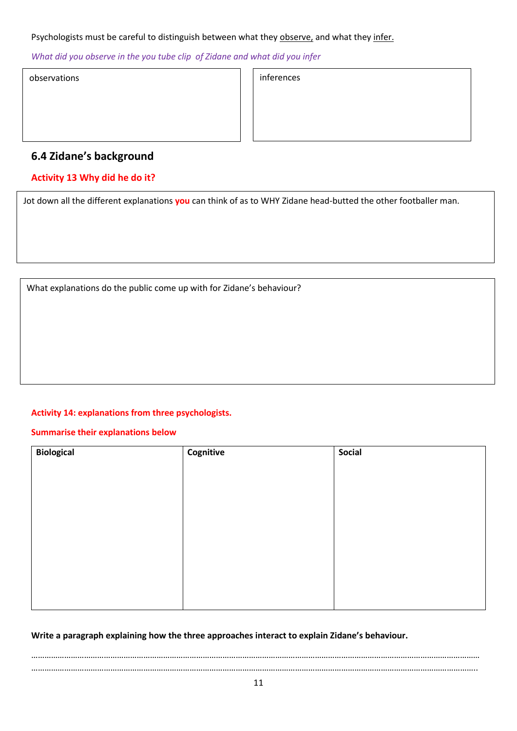Psychologists must be careful to distinguish between what they observe, and what they infer.

*What did you observe in the you tube clip of Zidane and what did you infer*

| observations | inferences |
|---|---|
| | |

## 6.4 Zidane's background

### Activity 13 Why did he do it?

Jot down all the different explanations **you** can think of as to WHY Zidane head-butted the other footballer man.

What explanations do the public come up with for Zidane's behaviour?

### Activity 14: explanations from three psychologists.

**Summarise their explanations below**

| Biological | Cognitive | Social |
|---|---|---|
| | | |

**Write a paragraph explaining how the three approaches interact to explain Zidane's behaviour.**

…………………………………………………………………………………………………………………………………………………………………………

…………………………………………………………………………………………………………………………………………………………………………